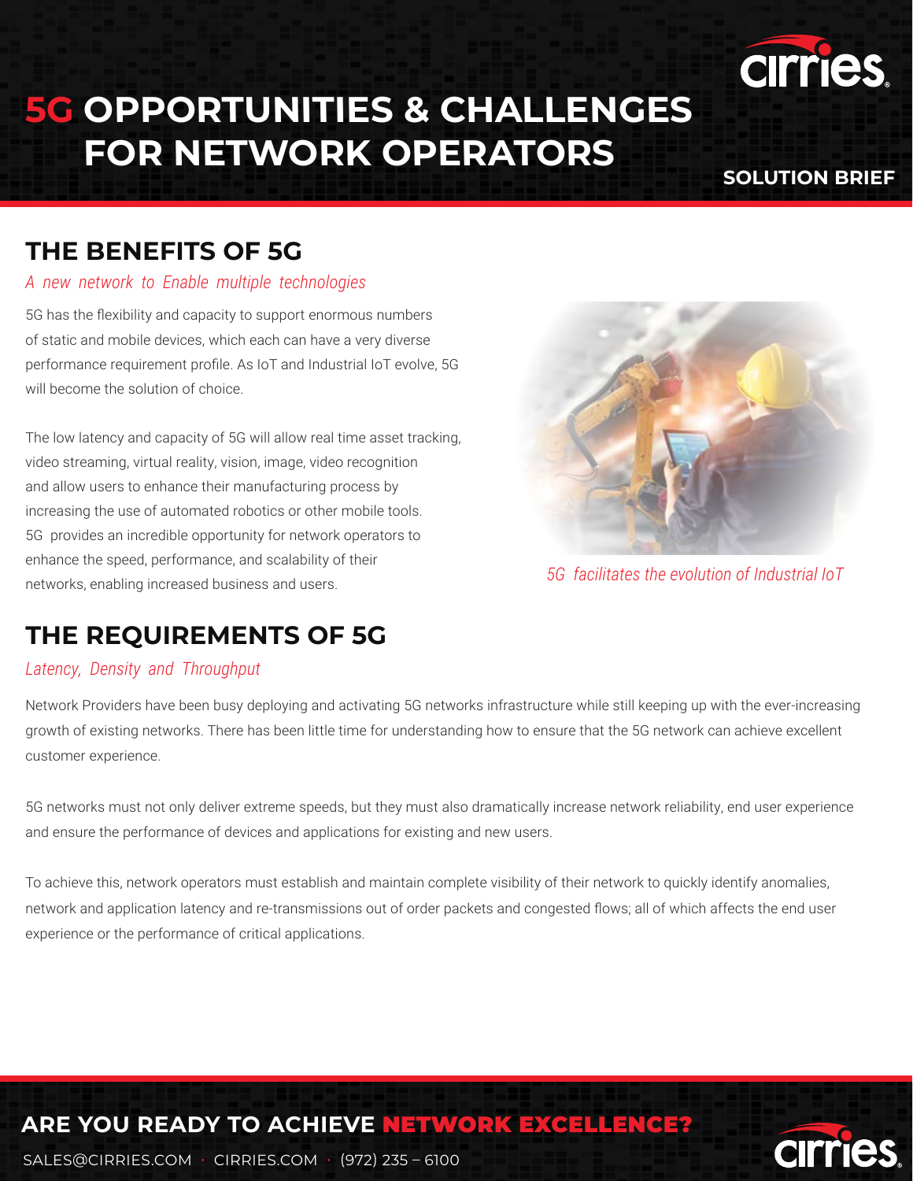# 5G OPPORTUNITIES & CHALLENGES FOR NETWORK OPERATORS

SOLUTION BRIEF

## THE BENEFITS OF 5G

*A new network to Enable multiple technologies*

5G has the flexibility and capacity to support enormous numbers of static and mobile devices, which each can have a very diverse performance requirement profile. As IoT and Industrial IoT evolve, 5G will become the solution of choice.

The low latency and capacity of 5G will allow real time asset tracking, video streaming, virtual reality, vision, image, video recognition and allow users to enhance their manufacturing process by increasing the use of automated robotics or other mobile tools. 5G provides an incredible opportunity for network operators to enhance the speed, performance, and scalability of their networks, enabling increased business and users.

*5G facilitates the evolution of Industrial IoT*

## THE REQUIREMENTS OF 5G

*Latency, Density and Throughput*

Network Providers have been busy deploying and activating 5G networks infrastructure while still keeping up with the ever-increasing growth of existing networks. There has been little time for understanding how to ensure that the 5G network can achieve excellent customer experience.

5G networks must not only deliver extreme speeds, but they must also dramatically increase network reliability, end user experience and ensure the performance of devices and applications for existing and new users.

To achieve this, network operators must establish and maintain complete visibility of their network to quickly identify anomalies, network and application latency and re-transmissions out of order packets and congested flows; all of which affects the end user experience or the performance of critical applications.

**ARE YOU READY TO ACHIEVE NETWORK EXCELLENCE?**

SALES@CIRRIES.COM · CIRRIES.COM · (972) 235 – 6100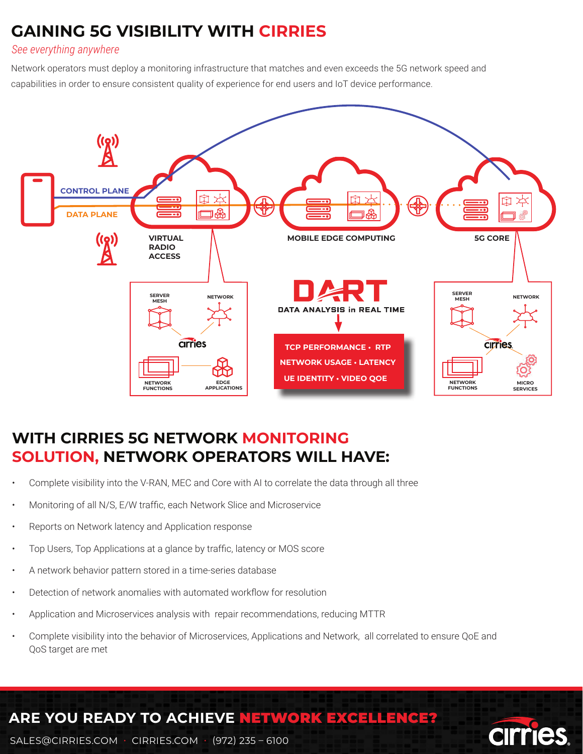# GAINING 5G VISIBILITY WITH CIRRIES

*See everything anywhere*

Network operators must deploy a monitoring infrastructure that matches and even exceeds the 5G network speed and capabilities in order to ensure consistent quality of experience for end users and IoT device performance.

CONTROL PLANE

DATA PLANE

VIRTUAL RADIO ACCESS

MOBILE EDGE COMPUTING

5G CORE

SERVER MESH

NETWORK

cirries

NETWORK FUNCTIONS

EDGE APPLICATIONS

DART

DATA ANALYSIS in REAL TIME

TCP PERFORMANCE • RTP

NETWORK USAGE • LATENCY

UE IDENTITY • VIDEO QOE

SERVER MESH

NETWORK

cirries

NETWORK FUNCTIONS

MICRO SERVICES

## WITH CIRRIES 5G NETWORK MONITORING SOLUTION, NETWORK OPERATORS WILL HAVE:

- Complete visibility into the V-RAN, MEC and Core with AI to correlate the data through all three
- Monitoring of all N/S, E/W traffic, each Network Slice and Microservice
- Reports on Network latency and Application response
- Top Users, Top Applications at a glance by traffic, latency or MOS score
- A network behavior pattern stored in a time-series database
- Detection of network anomalies with automated workflow for resolution
- Application and Microservices analysis with repair recommendations, reducing MTTR
- Complete visibility into the behavior of Microservices, Applications and Network, all correlated to ensure QoE and QoS target are met

## ARE YOU READY TO ACHIEVE NETWORK EXCELLENCE?

SALES@CIRRIES.COM · CIRRIES.COM · (972) 235 – 6100

cirries